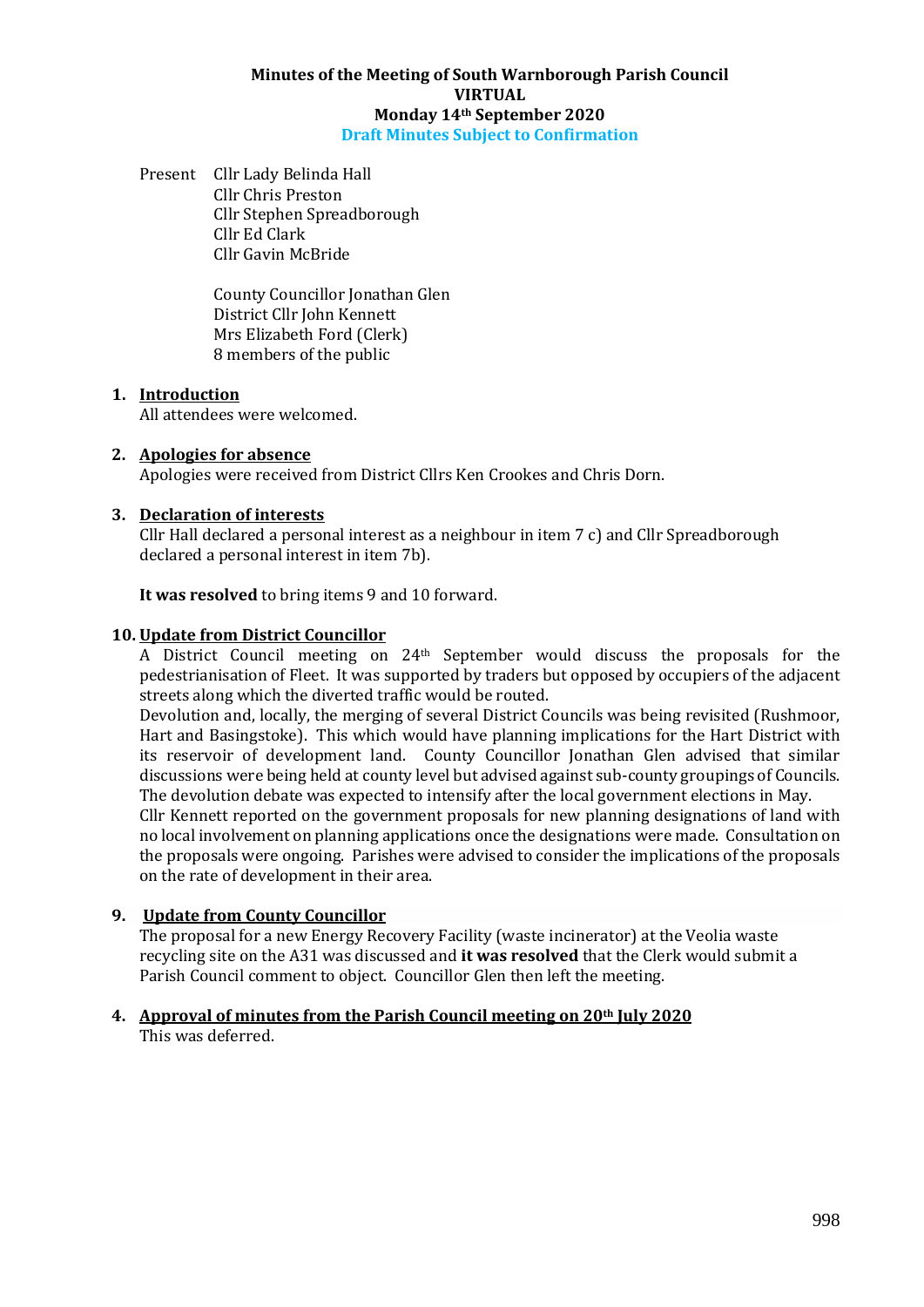# Minutes of the Meeting of South Warnborough Parish Council
## VIRTUAL
## Monday 14th September 2020
**Draft Minutes Subject to Confirmation**

Present Cllr Lady Belinda Hall
Cllr Chris Preston
Cllr Stephen Spreadborough
Cllr Ed Clark
Cllr Gavin McBride

County Councillor Jonathan Glen
District Cllr John Kennett
Mrs Elizabeth Ford (Clerk)
8 members of the public

**1. Introduction**
All attendees were welcomed.

**2. Apologies for absence**
Apologies were received from District Cllrs Ken Crookes and Chris Dorn.

**3. Declaration of interests**
Cllr Hall declared a personal interest as a neighbour in item 7 c) and Cllr Spreadborough declared a personal interest in item 7b).

**It was resolved** to bring items 9 and 10 forward.

**10. Update from District Councillor**
A District Council meeting on 24th September would discuss the proposals for the pedestrianisation of Fleet. It was supported by traders but opposed by occupiers of the adjacent streets along which the diverted traffic would be routed.
Devolution and, locally, the merging of several District Councils was being revisited (Rushmoor, Hart and Basingstoke). This which would have planning implications for the Hart District with its reservoir of development land. County Councillor Jonathan Glen advised that similar discussions were being held at county level but advised against sub-county groupings of Councils. The devolution debate was expected to intensify after the local government elections in May.
Cllr Kennett reported on the government proposals for new planning designations of land with no local involvement on planning applications once the designations were made. Consultation on the proposals were ongoing. Parishes were advised to consider the implications of the proposals on the rate of development in their area.

**9. Update from County Councillor**
The proposal for a new Energy Recovery Facility (waste incinerator) at the Veolia waste recycling site on the A31 was discussed and **it was resolved** that the Clerk would submit a Parish Council comment to object. Councillor Glen then left the meeting.

**4. Approval of minutes from the Parish Council meeting on 20th July 2020**
This was deferred.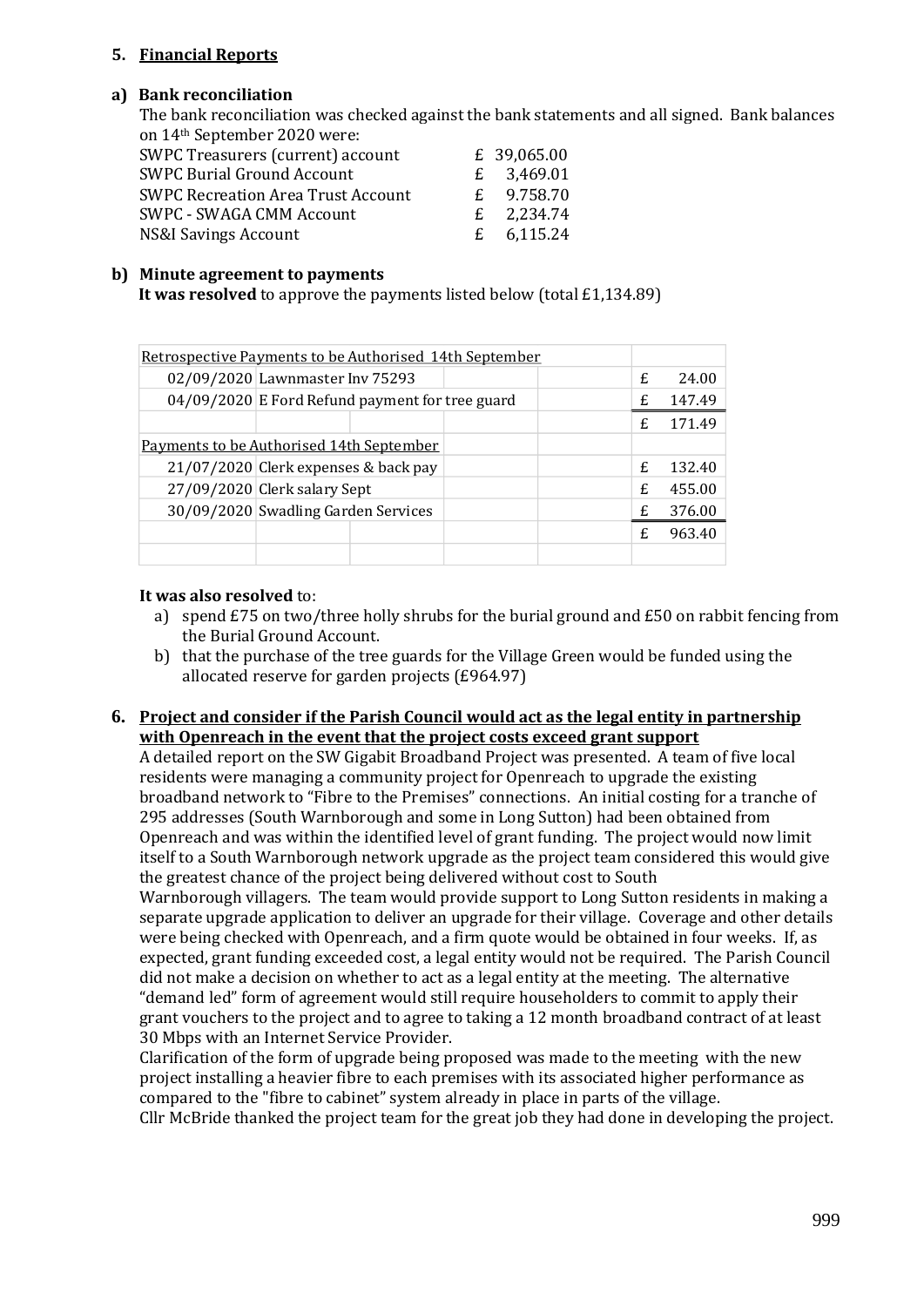## 5. Financial Reports

### a) Bank reconciliation

The bank reconciliation was checked against the bank statements and all signed. Bank balances on 14th September 2020 were:

| | | |
|---|---|---|
| SWPC Treasurers (current) account | £ | 39,065.00 |
| SWPC Burial Ground Account | £ | 3,469.01 |
| SWPC Recreation Area Trust Account | £ | 9.758.70 |
| SWPC - SWAGA CMM Account | £ | 2,234.74 |
| NS&I Savings Account | £ | 6,115.24 |

### b) Minute agreement to payments

**It was resolved** to approve the payments listed below (total £1,134.89)

| Retrospective Payments to be Authorised 14th September | | | |
|---|---|---|---|
| 02/09/2020 | Lawnmaster Inv 75293 | £ | 24.00 |
| 04/09/2020 | E Ford Refund payment for tree guard | £ | 147.49 |
| | | £ | 171.49 |
| **Payments to be Authorised 14th September** | | | |
| 21/07/2020 | Clerk expenses & back pay | £ | 132.40 |
| 27/09/2020 | Clerk salary Sept | £ | 455.00 |
| 30/09/2020 | Swadling Garden Services | £ | 376.00 |
| | | £ | 963.40 |

**It was also resolved** to:

a) spend £75 on two/three holly shrubs for the burial ground and £50 on rabbit fencing from the Burial Ground Account.
b) that the purchase of the tree guards for the Village Green would be funded using the allocated reserve for garden projects (£964.97)

## 6. Project and consider if the Parish Council would act as the legal entity in partnership with Openreach in the event that the project costs exceed grant support

A detailed report on the SW Gigabit Broadband Project was presented. A team of five local residents were managing a community project for Openreach to upgrade the existing broadband network to "Fibre to the Premises" connections. An initial costing for a tranche of 295 addresses (South Warnborough and some in Long Sutton) had been obtained from Openreach and was within the identified level of grant funding. The project would now limit itself to a South Warnborough network upgrade as the project team considered this would give the greatest chance of the project being delivered without cost to South Warnborough villagers. The team would provide support to Long Sutton residents in making a separate upgrade application to deliver an upgrade for their village. Coverage and other details were being checked with Openreach, and a firm quote would be obtained in four weeks. If, as expected, grant funding exceeded cost, a legal entity would not be required. The Parish Council did not make a decision on whether to act as a legal entity at the meeting. The alternative "demand led" form of agreement would still require householders to commit to apply their grant vouchers to the project and to agree to taking a 12 month broadband contract of at least 30 Mbps with an Internet Service Provider.

Clarification of the form of upgrade being proposed was made to the meeting with the new project installing a heavier fibre to each premises with its associated higher performance as compared to the "fibre to cabinet" system already in place in parts of the village.

Cllr McBride thanked the project team for the great job they had done in developing the project.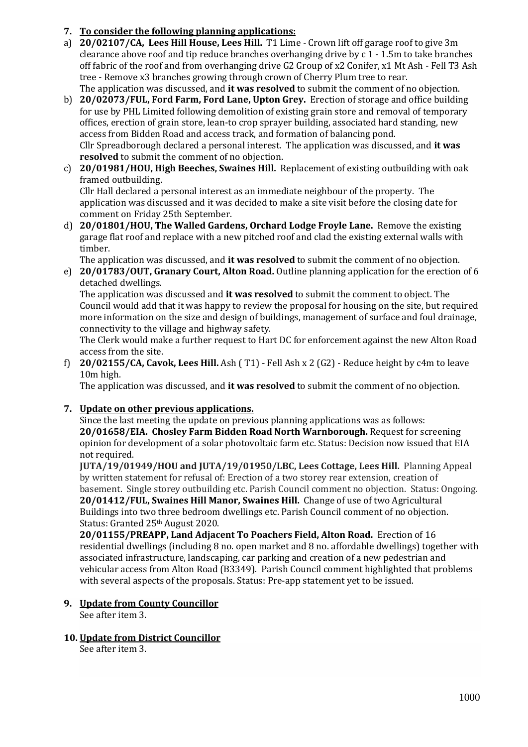**7. To consider the following planning applications:**

a) **20/02107/CA, Lees Hill House, Lees Hill.** T1 Lime - Crown lift off garage roof to give 3m clearance above roof and tip reduce branches overhanging drive by c 1 - 1.5m to take branches off fabric of the roof and from overhanging drive G2 Group of x2 Conifer, x1 Mt Ash - Fell T3 Ash tree - Remove x3 branches growing through crown of Cherry Plum tree to rear.
The application was discussed, and **it was resolved** to submit the comment of no objection.

b) **20/02073/FUL, Ford Farm, Ford Lane, Upton Grey.** Erection of storage and office building for use by PHL Limited following demolition of existing grain store and removal of temporary offices, erection of grain store, lean-to crop sprayer building, associated hard standing, new access from Bidden Road and access track, and formation of balancing pond.
Cllr Spreadborough declared a personal interest. The application was discussed, and **it was resolved** to submit the comment of no objection.

c) **20/01981/HOU, High Beeches, Swaines Hill.** Replacement of existing outbuilding with oak framed outbuilding.
Cllr Hall declared a personal interest as an immediate neighbour of the property. The application was discussed and it was decided to make a site visit before the closing date for comment on Friday 25th September.

d) **20/01801/HOU, The Walled Gardens, Orchard Lodge Froyle Lane.** Remove the existing garage flat roof and replace with a new pitched roof and clad the existing external walls with timber.
The application was discussed, and **it was resolved** to submit the comment of no objection.

e) **20/01783/OUT, Granary Court, Alton Road.** Outline planning application for the erection of 6 detached dwellings.
The application was discussed and **it was resolved** to submit the comment to object. The Council would add that it was happy to review the proposal for housing on the site, but required more information on the size and design of buildings, management of surface and foul drainage, connectivity to the village and highway safety.
The Clerk would make a further request to Hart DC for enforcement against the new Alton Road access from the site.

f) **20/02155/CA, Cavok, Lees Hill.** Ash ( T1) - Fell Ash x 2 (G2) - Reduce height by c4m to leave 10m high.
The application was discussed, and **it was resolved** to submit the comment of no objection.

**7. Update on other previous applications.**

Since the last meeting the update on previous planning applications was as follows:

**20/01658/EIA. Chosley Farm Bidden Road North Warnborough.** Request for screening opinion for development of a solar photovoltaic farm etc. Status: Decision now issued that EIA not required.

**JUTA/19/01949/HOU and JUTA/19/01950/LBC, Lees Cottage, Lees Hill.** Planning Appeal by written statement for refusal of: Erection of a two storey rear extension, creation of basement. Single storey outbuilding etc. Parish Council comment no objection. Status: Ongoing.

**20/01412/FUL, Swaines Hill Manor, Swaines Hill.** Change of use of two Agricultural Buildings into two three bedroom dwellings etc. Parish Council comment of no objection. Status: Granted 25th August 2020.

**20/01155/PREAPP, Land Adjacent To Poachers Field, Alton Road.** Erection of 16 residential dwellings (including 8 no. open market and 8 no. affordable dwellings) together with associated infrastructure, landscaping, car parking and creation of a new pedestrian and vehicular access from Alton Road (B3349). Parish Council comment highlighted that problems with several aspects of the proposals. Status: Pre-app statement yet to be issued.

**9. Update from County Councillor**

See after item 3.

**10. Update from District Councillor**

See after item 3.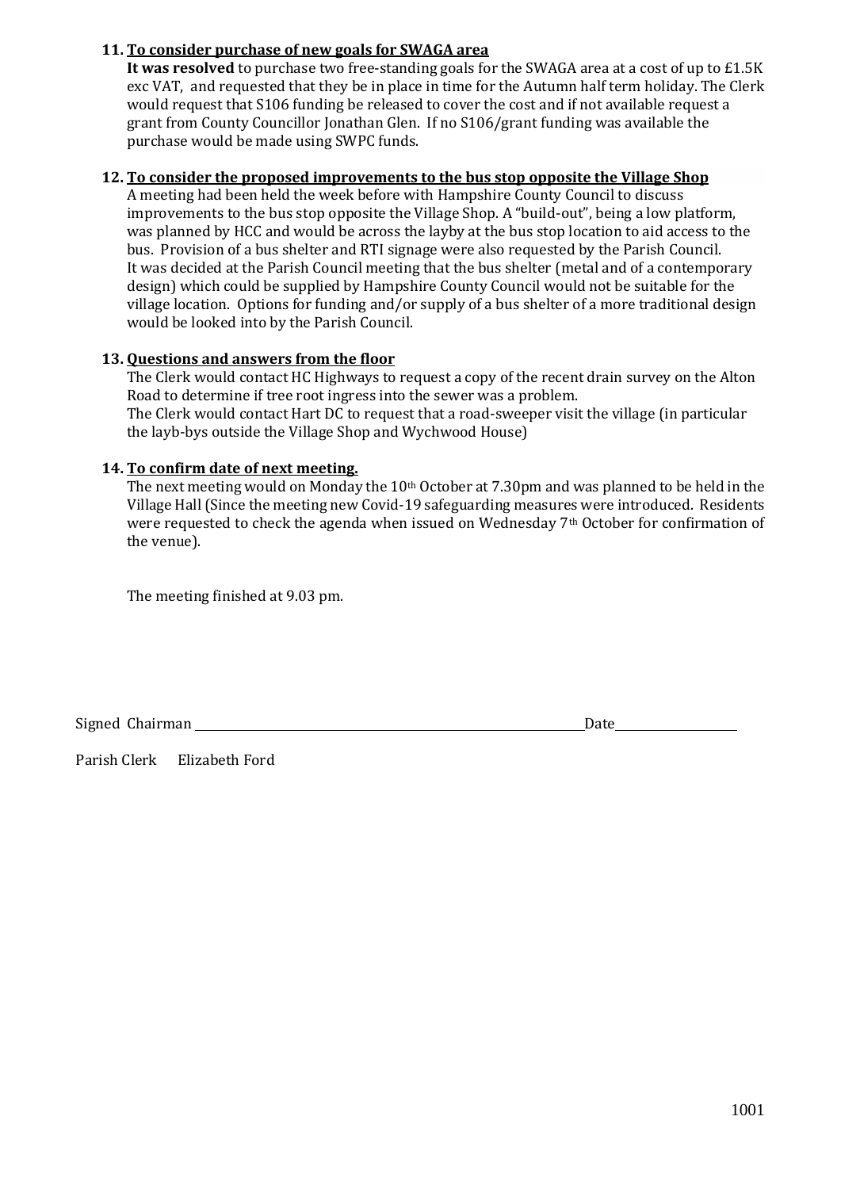**11. <u>To consider purchase of new goals for SWAGA area</u>**

**It was resolved** to purchase two free-standing goals for the SWAGA area at a cost of up to £1.5K exc VAT, and requested that they be in place in time for the Autumn half term holiday. The Clerk would request that S106 funding be released to cover the cost and if not available request a grant from County Councillor Jonathan Glen. If no S106/grant funding was available the purchase would be made using SWPC funds.

**12. <u>To consider the proposed improvements to the bus stop opposite the Village Shop</u>**

A meeting had been held the week before with Hampshire County Council to discuss improvements to the bus stop opposite the Village Shop. A "build-out", being a low platform, was planned by HCC and would be across the layby at the bus stop location to aid access to the bus. Provision of a bus shelter and RTI signage were also requested by the Parish Council. It was decided at the Parish Council meeting that the bus shelter (metal and of a contemporary design) which could be supplied by Hampshire County Council would not be suitable for the village location. Options for funding and/or supply of a bus shelter of a more traditional design would be looked into by the Parish Council.

**13. <u>Questions and answers from the floor</u>**

The Clerk would contact HC Highways to request a copy of the recent drain survey on the Alton Road to determine if tree root ingress into the sewer was a problem.
The Clerk would contact Hart DC to request that a road-sweeper visit the village (in particular the layb-bys outside the Village Shop and Wychwood House)

**14. <u>To confirm date of next meeting.</u>**

The next meeting would on Monday the 10th October at 7.30pm and was planned to be held in the Village Hall (Since the meeting new Covid-19 safeguarding measures were introduced. Residents were requested to check the agenda when issued on Wednesday 7th October for confirmation of the venue).

The meeting finished at 9.03 pm.

Signed Chairman ______________________________ Date__________

Parish Clerk Elizabeth Ford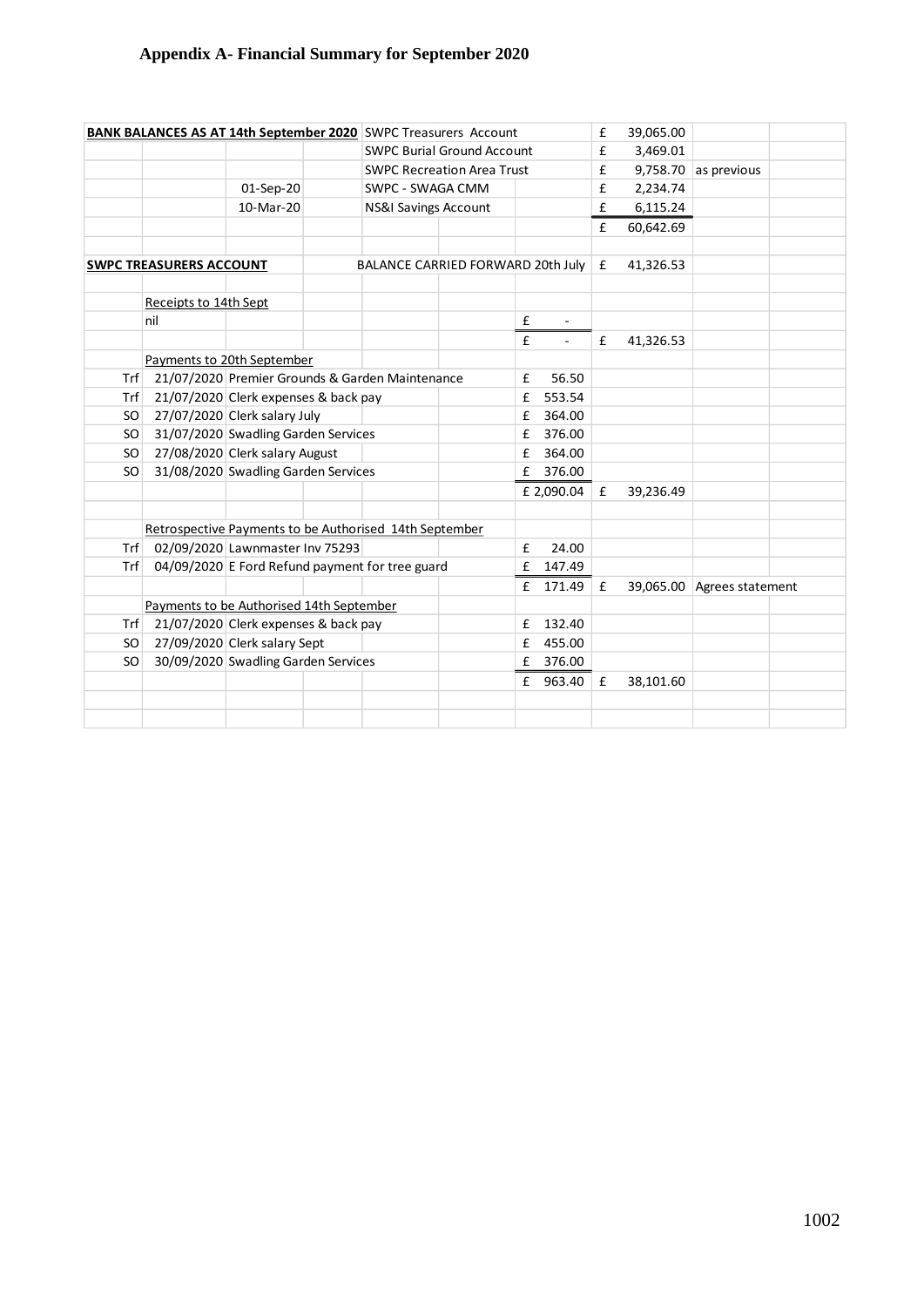# Appendix A- Financial Summary for September 2020

| | | | | | |
|---|---|---|---|---|---|
| **BANK BALANCES AS AT 14th September 2020** | | SWPC Treasurers Account | | £ 39,065.00 | |
| | | SWPC Burial Ground Account | | £ 3,469.01 | |
| | | SWPC Recreation Area Trust | | £ 9,758.70 | as previous |
| | 01-Sep-20 | SWPC - SWAGA CMM | | £ 2,234.74 | |
| | 10-Mar-20 | NS&I Savings Account | | £ 6,115.24 | |
| | | | | £ 60,642.69 | |
| | | | | | |
| **SWPC TREASURERS ACCOUNT** | | BALANCE CARRIED FORWARD 20th July | | £ 41,326.53 | |
| | | | | | |
| | Receipts to 14th Sept | | | | |
| | nil | | £ - | | |
| | | | £ - | £ 41,326.53 | |
| | Payments to 20th September | | | | |
| Trf | 21/07/2020 | Premier Grounds & Garden Maintenance | £ 56.50 | | |
| Trf | 21/07/2020 | Clerk expenses & back pay | £ 553.54 | | |
| SO | 27/07/2020 | Clerk salary July | £ 364.00 | | |
| SO | 31/07/2020 | Swadling Garden Services | £ 376.00 | | |
| SO | 27/08/2020 | Clerk salary August | £ 364.00 | | |
| SO | 31/08/2020 | Swadling Garden Services | £ 376.00 | | |
| | | | £ 2,090.04 | £ 39,236.49 | |
| | | | | | |
| | Retrospective Payments to be Authorised 14th September | | | | |
| Trf | 02/09/2020 | Lawnmaster Inv 75293 | £ 24.00 | | |
| Trf | 04/09/2020 | E Ford Refund payment for tree guard | £ 147.49 | | |
| | | | £ 171.49 | £ 39,065.00 | Agrees statement |
| | Payments to be Authorised 14th September | | | | |
| Trf | 21/07/2020 | Clerk expenses & back pay | £ 132.40 | | |
| SO | 27/09/2020 | Clerk salary Sept | £ 455.00 | | |
| SO | 30/09/2020 | Swadling Garden Services | £ 376.00 | | |
| | | | £ 963.40 | £ 38,101.60 | |